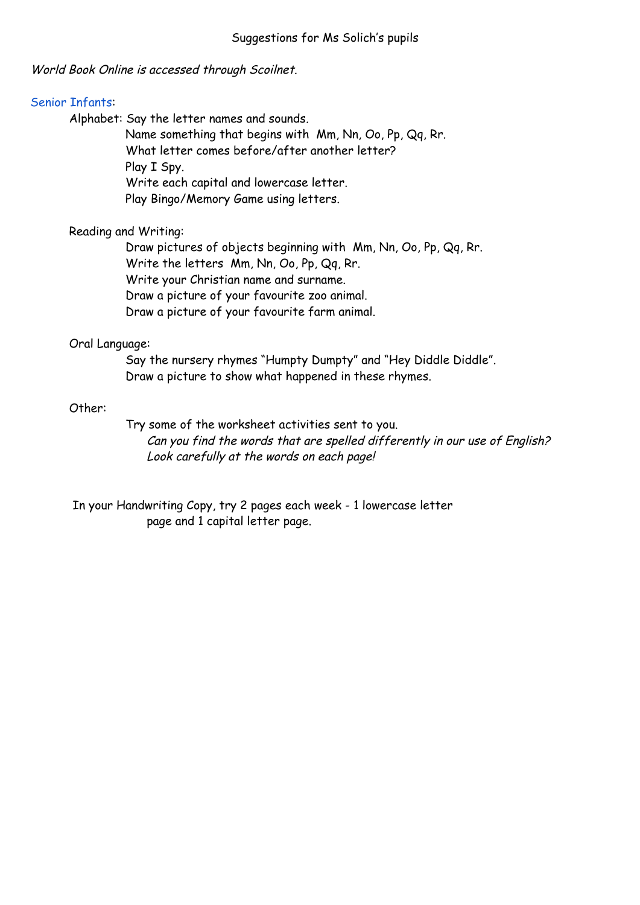# Suggestions for Ms Solich's pupils

*World Book Online is accessed through Scoilnet.*

## Senior Infants:

Alphabet: Say the letter names and sounds.
- Name something that begins with Mm, Nn, Oo, Pp, Qq, Rr.
- What letter comes before/after another letter?
- Play I Spy.
- Write each capital and lowercase letter.
- Play Bingo/Memory Game using letters.

Reading and Writing:
- Draw pictures of objects beginning with Mm, Nn, Oo, Pp, Qq, Rr.
- Write the letters Mm, Nn, Oo, Pp, Qq, Rr.
- Write your Christian name and surname.
- Draw a picture of your favourite zoo animal.
- Draw a picture of your favourite farm animal.

Oral Language:
- Say the nursery rhymes "Humpty Dumpty" and "Hey Diddle Diddle".
- Draw a picture to show what happened in these rhymes.

Other:
- Try some of the worksheet activities sent to you.
  *Can you find the words that are spelled differently in our use of English? Look carefully at the words on each page!*

In your Handwriting Copy, try 2 pages each week - 1 lowercase letter page and 1 capital letter page.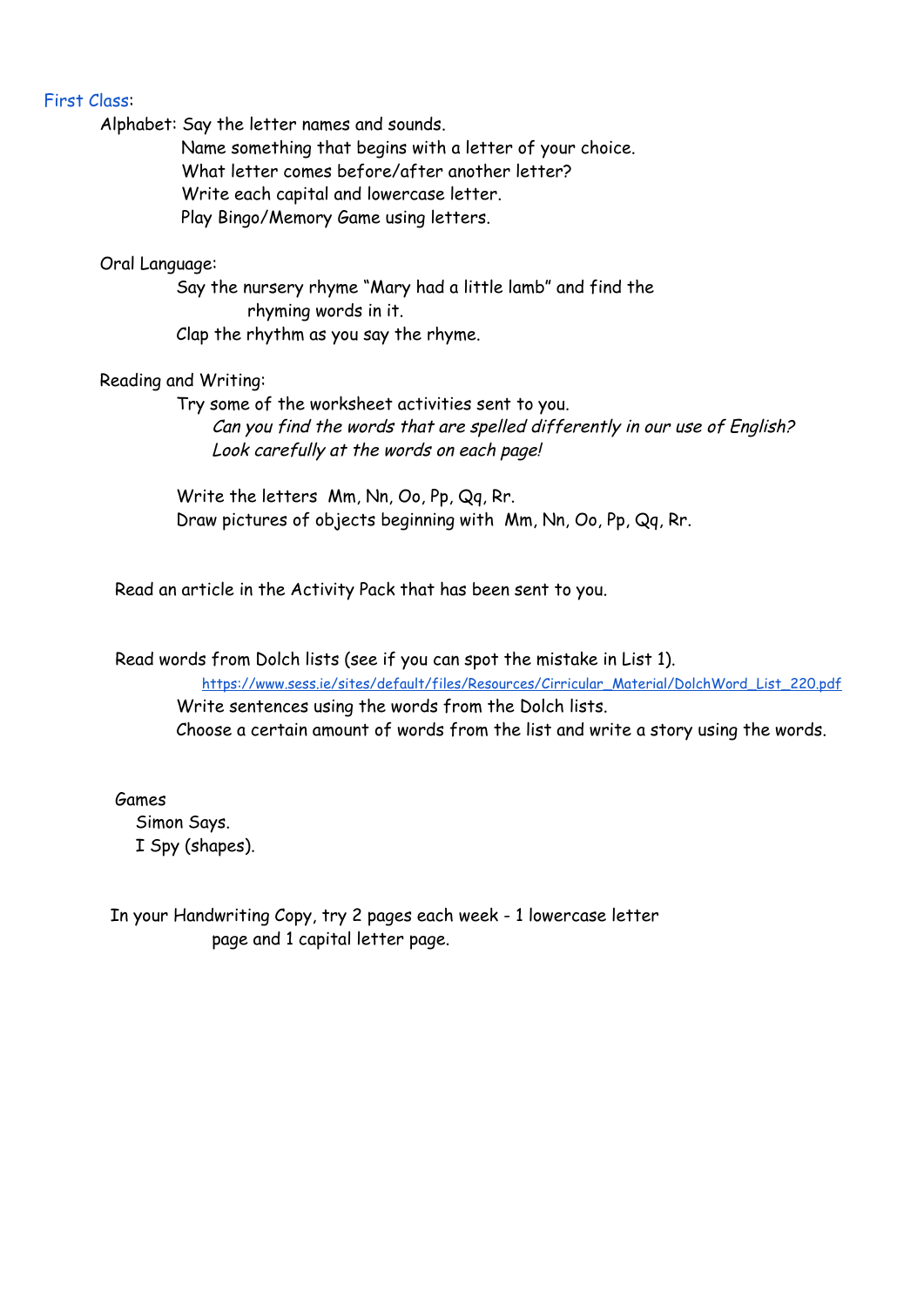First Class:

Alphabet: Say the letter names and sounds.
- Name something that begins with a letter of your choice.
- What letter comes before/after another letter?
- Write each capital and lowercase letter.
- Play Bingo/Memory Game using letters.

Oral Language:
- Say the nursery rhyme "Mary had a little lamb" and find the rhyming words in it.
- Clap the rhythm as you say the rhyme.

Reading and Writing:
- Try some of the worksheet activities sent to you.
  *Can you find the words that are spelled differently in our use of English? Look carefully at the words on each page!*

- Write the letters Mm, Nn, Oo, Pp, Qq, Rr.
- Draw pictures of objects beginning with Mm, Nn, Oo, Pp, Qq, Rr.

Read an article in the Activity Pack that has been sent to you.

Read words from Dolch lists (see if you can spot the mistake in List 1).
https://www.sess.ie/sites/default/files/Resources/Cirricular_Material/DolchWord_List_220.pdf
- Write sentences using the words from the Dolch lists.
- Choose a certain amount of words from the list and write a story using the words.

Games
- Simon Says.
- I Spy (shapes).

In your Handwriting Copy, try 2 pages each week - 1 lowercase letter page and 1 capital letter page.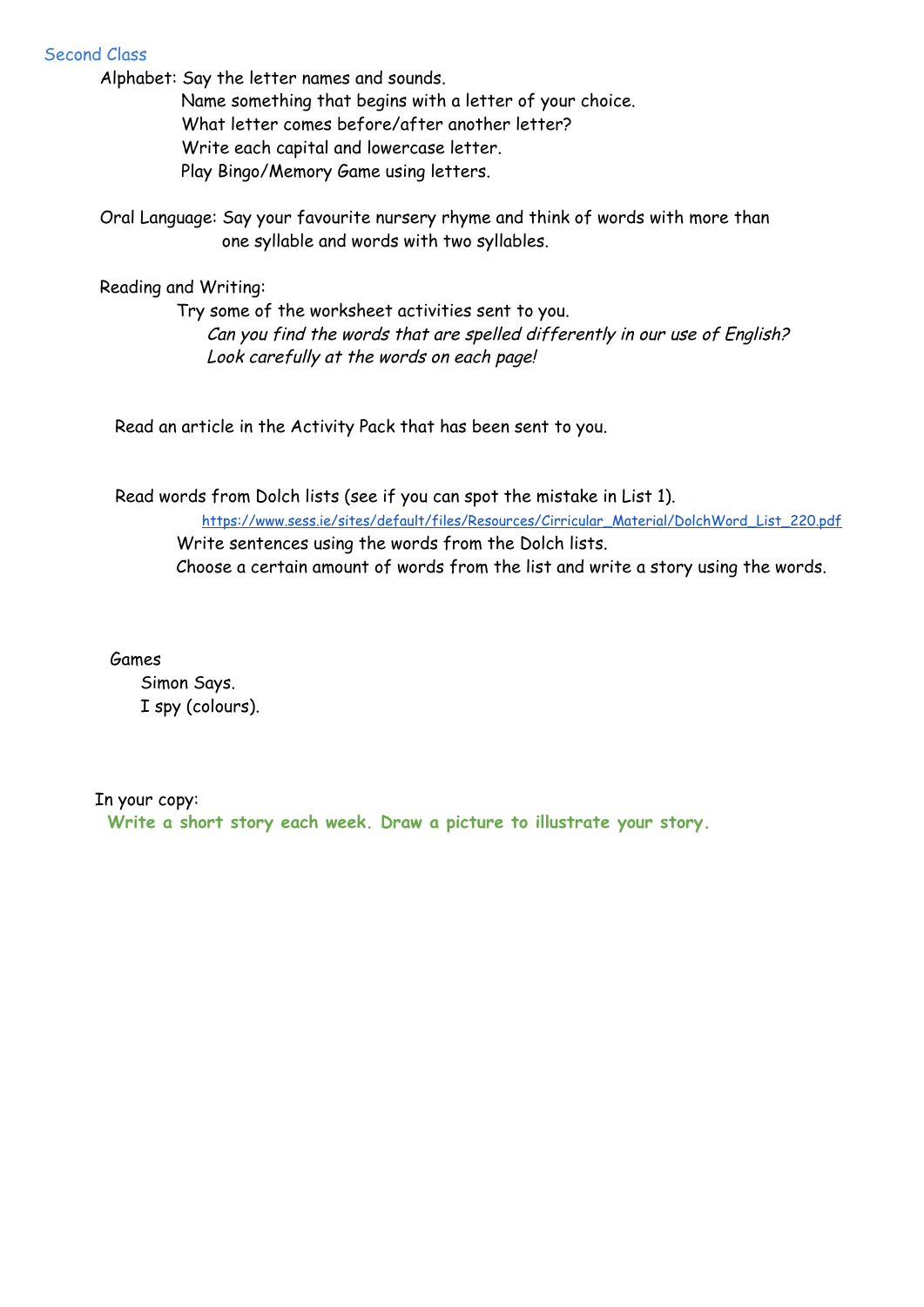## Second Class

Alphabet: Say the letter names and sounds.

Name something that begins with a letter of your choice.

What letter comes before/after another letter?

Write each capital and lowercase letter.

Play Bingo/Memory Game using letters.

Oral Language: Say your favourite nursery rhyme and think of words with more than one syllable and words with two syllables.

Reading and Writing:

Try some of the worksheet activities sent to you.

*Can you find the words that are spelled differently in our use of English? Look carefully at the words on each page!*

Read an article in the Activity Pack that has been sent to you.

Read words from Dolch lists (see if you can spot the mistake in List 1).

https://www.sess.ie/sites/default/files/Resources/Cirricular_Material/DolchWord_List_220.pdf

Write sentences using the words from the Dolch lists.

Choose a certain amount of words from the list and write a story using the words.

Games

Simon Says.

I spy (colours).

In your copy:

**Write a short story each week. Draw a picture to illustrate your story.**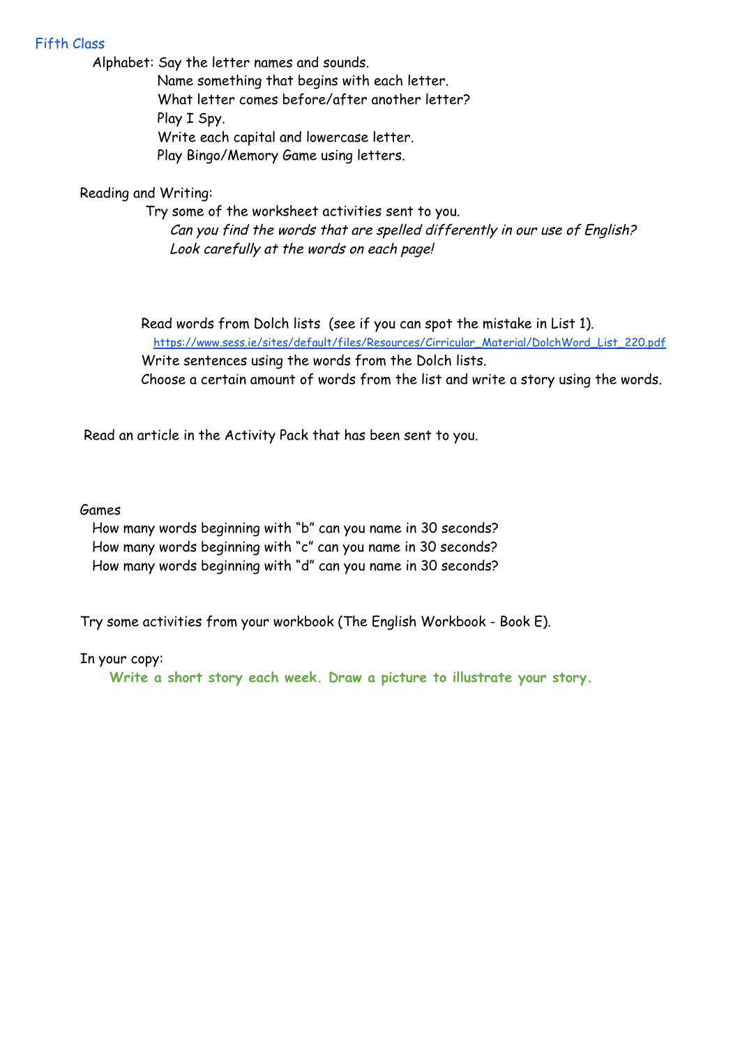## Fifth Class

Alphabet: Say the letter names and sounds.
Name something that begins with each letter.
What letter comes before/after another letter?
Play I Spy.
Write each capital and lowercase letter.
Play Bingo/Memory Game using letters.

Reading and Writing:
Try some of the worksheet activities sent to you.
*Can you find the words that are spelled differently in our use of English?*
*Look carefully at the words on each page!*

Read words from Dolch lists (see if you can spot the mistake in List 1).
https://www.sess.ie/sites/default/files/Resources/Cirricular_Material/DolchWord_List_220.pdf
Write sentences using the words from the Dolch lists.
Choose a certain amount of words from the list and write a story using the words.

Read an article in the Activity Pack that has been sent to you.

Games
How many words beginning with "b" can you name in 30 seconds?
How many words beginning with "c" can you name in 30 seconds?
How many words beginning with "d" can you name in 30 seconds?

Try some activities from your workbook (The English Workbook - Book E).

In your copy:
**Write a short story each week. Draw a picture to illustrate your story.**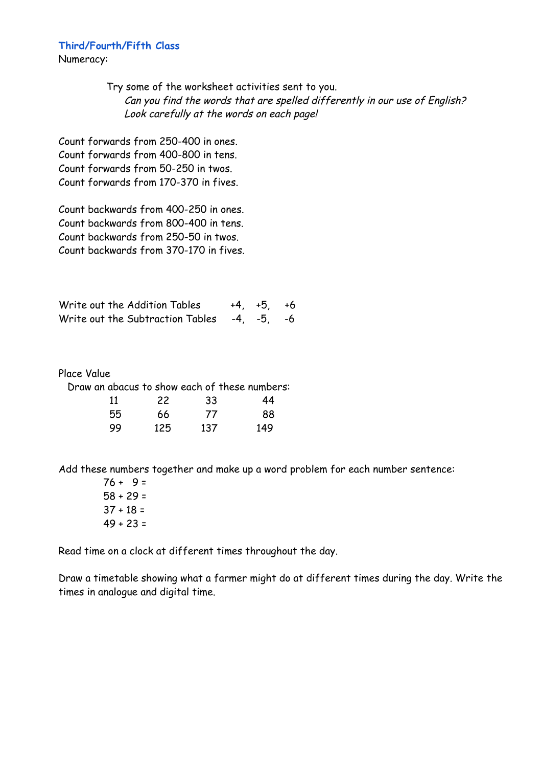### Third/Fourth/Fifth Class

Numeracy:

Try some of the worksheet activities sent to you.

*Can you find the words that are spelled differently in our use of English?*
*Look carefully at the words on each page!*

Count forwards from 250-400 in ones.
Count forwards from 400-800 in tens.
Count forwards from 50-250 in twos.
Count forwards from 170-370 in fives.

Count backwards from 400-250 in ones.
Count backwards from 800-400 in tens.
Count backwards from 250-50 in twos.
Count backwards from 370-170 in fives.

Write out the Addition Tables +4, +5, +6
Write out the Subtraction Tables -4, -5, -6

Place Value

Draw an abacus to show each of these numbers:

| | | | |
|---|---|---|---|
| 11 | 22 | 33 | 44 |
| 55 | 66 | 77 | 88 |
| 99 | 125 | 137 | 149 |

Add these numbers together and make up a word problem for each number sentence:

76 + 9 =
58 + 29 =
37 + 18 =
49 + 23 =

Read time on a clock at different times throughout the day.

Draw a timetable showing what a farmer might do at different times during the day. Write the times in analogue and digital time.